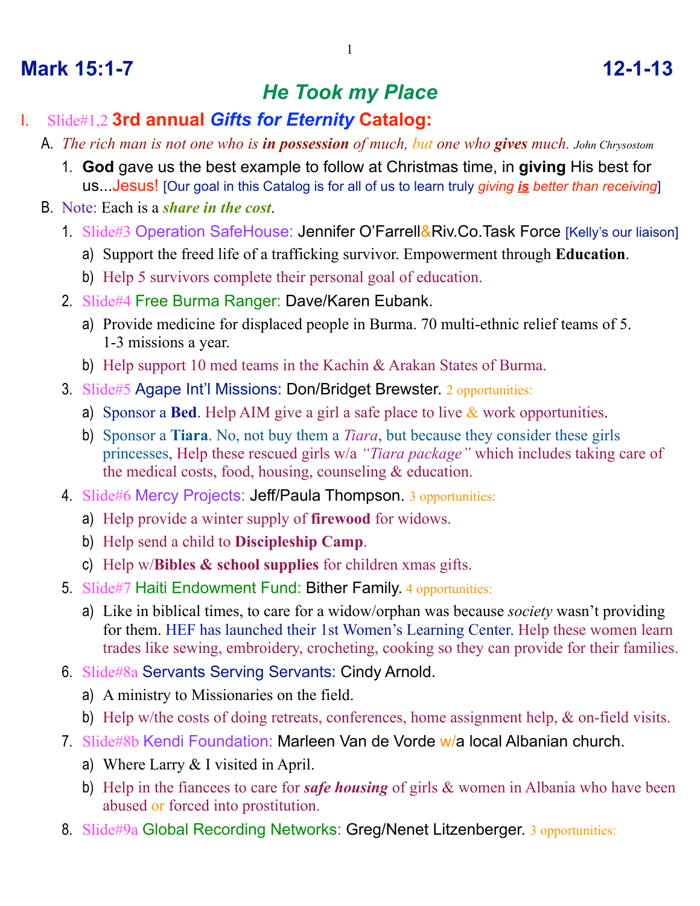# Mark 15:1-7 12-1-13

## *He Took my Place*

I. Slide#1,2 **3rd annual *Gifts for Eternity* Catalog:**

A. *The rich man is not one who is **in possession** of much, but one who **gives** much.* *John Chrysostom*

1. **God** gave us the best example to follow at Christmas time, in **giving** His best for us...Jesus! [Our goal in this Catalog is for all of us to learn truly *giving **is** better than receiving*]

B. Note: Each is a ***share in the cost***.

1. Slide#3 Operation SafeHouse: Jennifer O'Farrell&Riv.Co.Task Force [Kelly's our liaison]
   a) Support the freed life of a trafficking survivor. Empowerment through **Education**.
   b) Help 5 survivors complete their personal goal of education.

2. Slide#4 Free Burma Ranger: Dave/Karen Eubank.
   a) Provide medicine for displaced people in Burma. 70 multi-ethnic relief teams of 5. 1-3 missions a year.
   b) Help support 10 med teams in the Kachin & Arakan States of Burma.

3. Slide#5 Agape Int'l Missions: Don/Bridget Brewster. 2 opportunities:
   a) Sponsor a **Bed**. Help AIM give a girl a safe place to live & work opportunities.
   b) Sponsor a **Tiara**. No, not buy them a *Tiara*, but because they consider these girls princesses, Help these rescued girls w/a *"Tiara package"* which includes taking care of the medical costs, food, housing, counseling & education.

4. Slide#6 Mercy Projects: Jeff/Paula Thompson. 3 opportunities:
   a) Help provide a winter supply of **firewood** for widows.
   b) Help send a child to **Discipleship Camp**.
   c) Help w/**Bibles & school supplies** for children xmas gifts.

5. Slide#7 Haiti Endowment Fund: Bither Family. 4 opportunities:
   a) Like in biblical times, to care for a widow/orphan was because *society* wasn't providing for them. HEF has launched their 1st Women's Learning Center. Help these women learn trades like sewing, embroidery, crocheting, cooking so they can provide for their families.

6. Slide#8a Servants Serving Servants: Cindy Arnold.
   a) A ministry to Missionaries on the field.
   b) Help w/the costs of doing retreats, conferences, home assignment help, & on-field visits.

7. Slide#8b Kendi Foundation: Marleen Van de Vorde w/a local Albanian church.
   a) Where Larry & I visited in April.
   b) Help in the fiancees to care for ***safe housing*** of girls & women in Albania who have been abused or forced into prostitution.

8. Slide#9a Global Recording Networks: Greg/Nenet Litzenberger. 3 opportunities: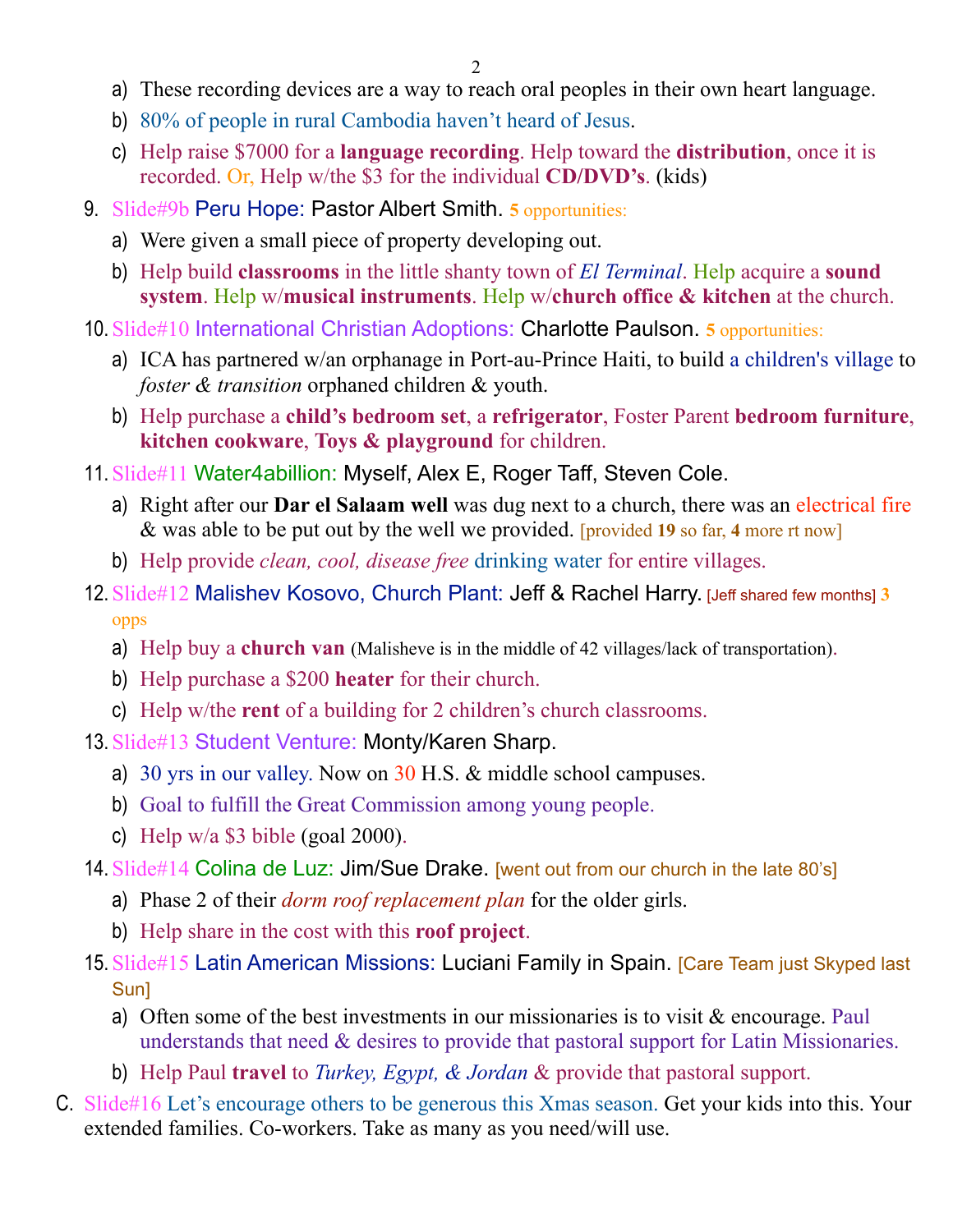a) These recording devices are a way to reach oral peoples in their own heart language.
   b) 80% of people in rural Cambodia haven't heard of Jesus.
   c) Help raise $7000 for a **language recording**. Help toward the **distribution**, once it is recorded. Or, Help w/the $3 for the individual **CD/DVD's**. (kids)

9. Slide#9b Peru Hope: Pastor Albert Smith. **5** opportunities:
   a) Were given a small piece of property developing out.
   b) Help build **classrooms** in the little shanty town of *El Terminal*. Help acquire a **sound system**. Help w/**musical instruments**. Help w/**church office & kitchen** at the church.

10. Slide#10 International Christian Adoptions: Charlotte Paulson. **5** opportunities:
    a) ICA has partnered w/an orphanage in Port-au-Prince Haiti, to build a children's village to *foster & transition* orphaned children & youth.
    b) Help purchase a **child's bedroom set**, a **refrigerator**, Foster Parent **bedroom furniture**, **kitchen cookware**, **Toys & playground** for children.

11. Slide#11 Water4abillion: Myself, Alex E, Roger Taff, Steven Cole.
    a) Right after our **Dar el Salaam well** was dug next to a church, there was an electrical fire & was able to be put out by the well we provided. [provided **19** so far, **4** more rt now]
    b) Help provide *clean, cool, disease free* drinking water for entire villages.

12. Slide#12 Malishev Kosovo, Church Plant: Jeff & Rachel Harry. [Jeff shared few months] **3** opps
    a) Help buy a **church van** (Malisheve is in the middle of 42 villages/lack of transportation).
    b) Help purchase a $200 **heater** for their church.
    c) Help w/the **rent** of a building for 2 children's church classrooms.

13. Slide#13 Student Venture: Monty/Karen Sharp.
    a) 30 yrs in our valley. Now on 30 H.S. & middle school campuses.
    b) Goal to fulfill the Great Commission among young people.
    c) Help w/a $3 bible (goal 2000).

14. Slide#14 Colina de Luz: Jim/Sue Drake. [went out from our church in the late 80's]
    a) Phase 2 of their *dorm roof replacement plan* for the older girls.
    b) Help share in the cost with this **roof project**.

15. Slide#15 Latin American Missions: Luciani Family in Spain. [Care Team just Skyped last Sun]
    a) Often some of the best investments in our missionaries is to visit & encourage. Paul understands that need & desires to provide that pastoral support for Latin Missionaries.
    b) Help Paul **travel** to *Turkey, Egypt, & Jordan* & provide that pastoral support.

C. Slide#16 Let's encourage others to be generous this Xmas season. Get your kids into this. Your extended families. Co-workers. Take as many as you need/will use.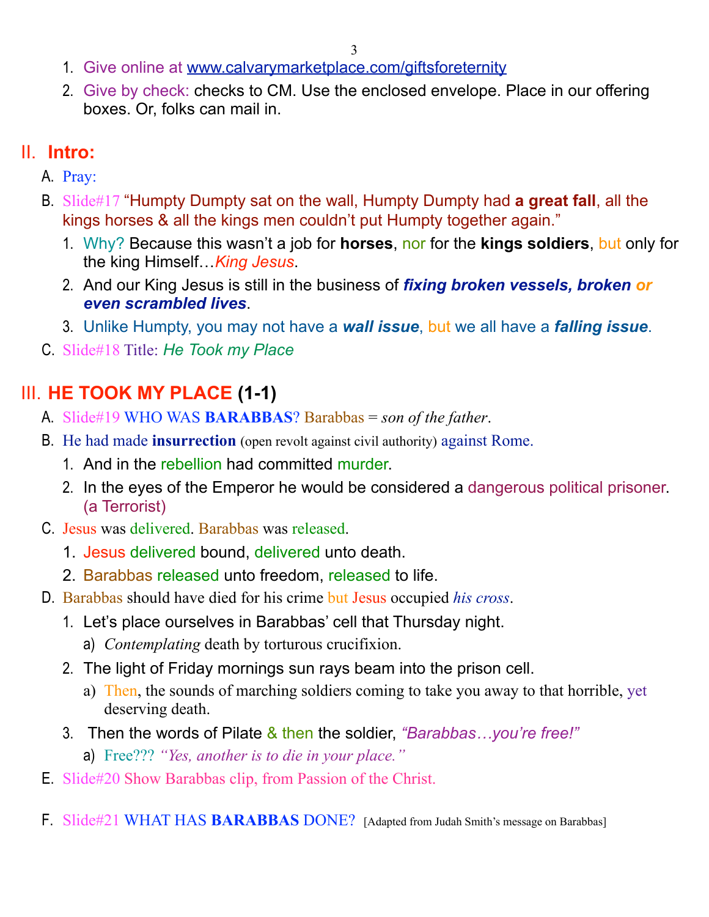1. Give online at www.calvarymarketplace.com/giftsforeternity
2. Give by check: checks to CM. Use the enclosed envelope. Place in our offering boxes. Or, folks can mail in.

## II. Intro:

A. Pray:

B. Slide#17 "Humpty Dumpty sat on the wall, Humpty Dumpty had **a great fall**, all the kings horses & all the kings men couldn't put Humpty together again."
   1. Why? Because this wasn't a job for **horses**, nor for the **kings soldiers**, but only for the king Himself…*King Jesus*.
   2. And our King Jesus is still in the business of ***fixing broken vessels, broken*** *or* ***even scrambled lives***.
   3. Unlike Humpty, you may not have a ***wall issue***, but we all have a ***falling issue***.

C. Slide#18 Title: *He Took my Place*

## III. HE TOOK MY PLACE (1-1)

A. Slide#19 WHO WAS **BARABBAS**? Barabbas = *son of the father*.

B. He had made **insurrection** (open revolt against civil authority) against Rome.
   1. And in the rebellion had committed murder.
   2. In the eyes of the Emperor he would be considered a dangerous political prisoner. (a Terrorist)

C. Jesus was delivered. Barabbas was released.
   1. Jesus delivered bound, delivered unto death.
   2. Barabbas released unto freedom, released to life.

D. Barabbas should have died for his crime but Jesus occupied *his cross*.
   1. Let's place ourselves in Barabbas' cell that Thursday night.
      a) *Contemplating* death by torturous crucifixion.
   2. The light of Friday mornings sun rays beam into the prison cell.
      a) Then, the sounds of marching soldiers coming to take you away to that horrible, yet deserving death.
   3. Then the words of Pilate & then the soldier, *"Barabbas…you're free!"*
      a) Free??? *"Yes, another is to die in your place."*

E. Slide#20 Show Barabbas clip, from Passion of the Christ.

F. Slide#21 WHAT HAS **BARABBAS** DONE? [Adapted from Judah Smith's message on Barabbas]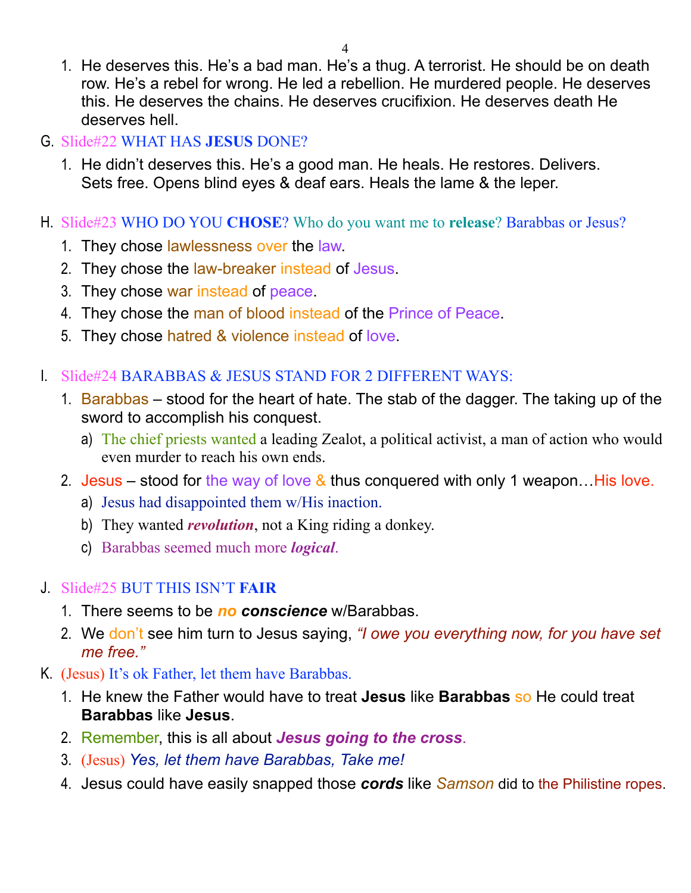1. He deserves this. He's a bad man. He's a thug. A terrorist. He should be on death row. He's a rebel for wrong. He led a rebellion. He murdered people. He deserves this. He deserves the chains. He deserves crucifixion. He deserves death He deserves hell.

G. Slide#22 WHAT HAS **JESUS** DONE?

1. He didn't deserves this. He's a good man. He heals. He restores. Delivers. Sets free. Opens blind eyes & deaf ears. Heals the lame & the leper.

H. Slide#23 WHO DO YOU **CHOSE**? Who do you want me to **release**? Barabbas or Jesus?

1. They chose lawlessness over the law.
2. They chose the law-breaker instead of Jesus.
3. They chose war instead of peace.
4. They chose the man of blood instead of the Prince of Peace.
5. They chose hatred & violence instead of love.

I. Slide#24 BARABBAS & JESUS STAND FOR 2 DIFFERENT WAYS:

1. Barabbas – stood for the heart of hate. The stab of the dagger. The taking up of the sword to accomplish his conquest.
   a) The chief priests wanted a leading Zealot, a political activist, a man of action who would even murder to reach his own ends.
2. Jesus – stood for the way of love & thus conquered with only 1 weapon…His love.
   a) Jesus had disappointed them w/His inaction.
   b) They wanted ***revolution***, not a King riding a donkey.
   c) Barabbas seemed much more ***logical***.

J. Slide#25 BUT THIS ISN'T **FAIR**

1. There seems to be ***no conscience*** w/Barabbas.
2. We don't see him turn to Jesus saying, *"I owe you everything now, for you have set me free."*

K. (Jesus) It's ok Father, let them have Barabbas.

1. He knew the Father would have to treat **Jesus** like **Barabbas** so He could treat **Barabbas** like **Jesus**.
2. Remember, this is all about ***Jesus going to the cross***.
3. (Jesus) *Yes, let them have Barabbas, Take me!*
4. Jesus could have easily snapped those ***cords*** like *Samson* did to the Philistine ropes.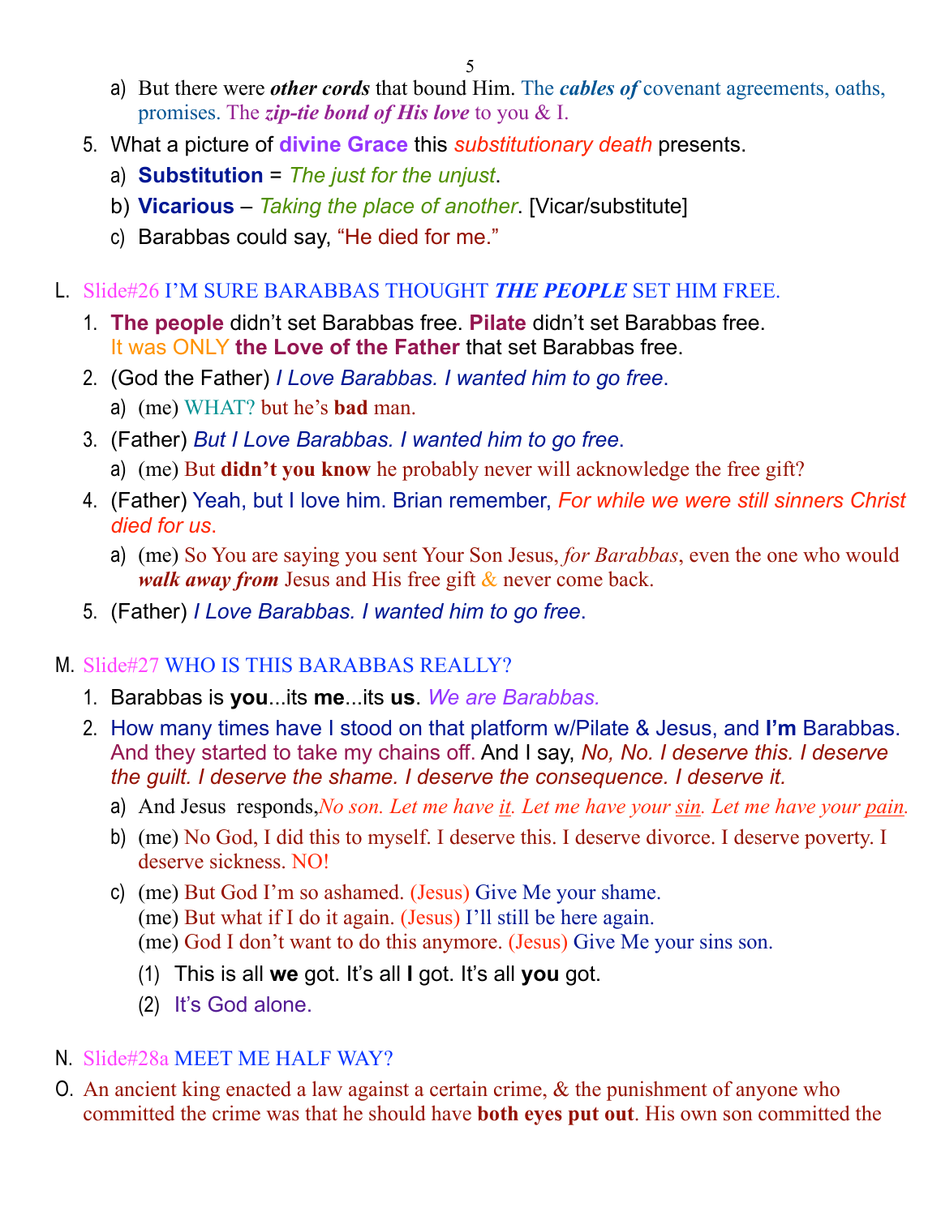a) But there were ***other cords*** that bound Him. The ***cables of*** covenant agreements, oaths, promises. The ***zip-tie bond of His love*** to you & I.

5. What a picture of **divine Grace** this *substitutionary death* presents.
   a) **Substitution** = *The just for the unjust*.
   b) **Vicarious** – *Taking the place of another*. [Vicar/substitute]
   c) Barabbas could say, "He died for me."

L. Slide#26 I'M SURE BARABBAS THOUGHT ***THE PEOPLE*** SET HIM FREE.

1. **The people** didn't set Barabbas free. **Pilate** didn't set Barabbas free. It was ONLY **the Love of the Father** that set Barabbas free.
2. (God the Father) *I Love Barabbas. I wanted him to go free*.
   a) (me) WHAT? but he's **bad** man.
3. (Father) *But I Love Barabbas. I wanted him to go free.*
   a) (me) But **didn't you know** he probably never will acknowledge the free gift?
4. (Father) Yeah, but I love him. Brian remember, *For while we were still sinners Christ died for us*.
   a) (me) So You are saying you sent Your Son Jesus, *for Barabbas*, even the one who would ***walk away from*** Jesus and His free gift & never come back.
5. (Father) *I Love Barabbas. I wanted him to go free*.

M. Slide#27 WHO IS THIS BARABBAS REALLY?

1. Barabbas is **you**...its **me**...its **us**. *We are Barabbas.*
2. How many times have I stood on that platform w/Pilate & Jesus, and **I'm** Barabbas. And they started to take my chains off. And I say, *No, No. I deserve this. I deserve the guilt. I deserve the shame. I deserve the consequence. I deserve it.*
   a) And Jesus responds,*No son. Let me have it. Let me have your sin. Let me have your pain.*
   b) (me) No God, I did this to myself. I deserve this. I deserve divorce. I deserve poverty. I deserve sickness. NO!
   c) (me) But God I'm so ashamed. (Jesus) Give Me your shame.
      (me) But what if I do it again. (Jesus) I'll still be here again.
      (me) God I don't want to do this anymore. (Jesus) Give Me your sins son.
      (1) This is all **we** got. It's all **I** got. It's all **you** got.
      (2) It's God alone.

N. Slide#28a MEET ME HALF WAY?

O. An ancient king enacted a law against a certain crime, & the punishment of anyone who committed the crime was that he should have **both eyes put out**. His own son committed the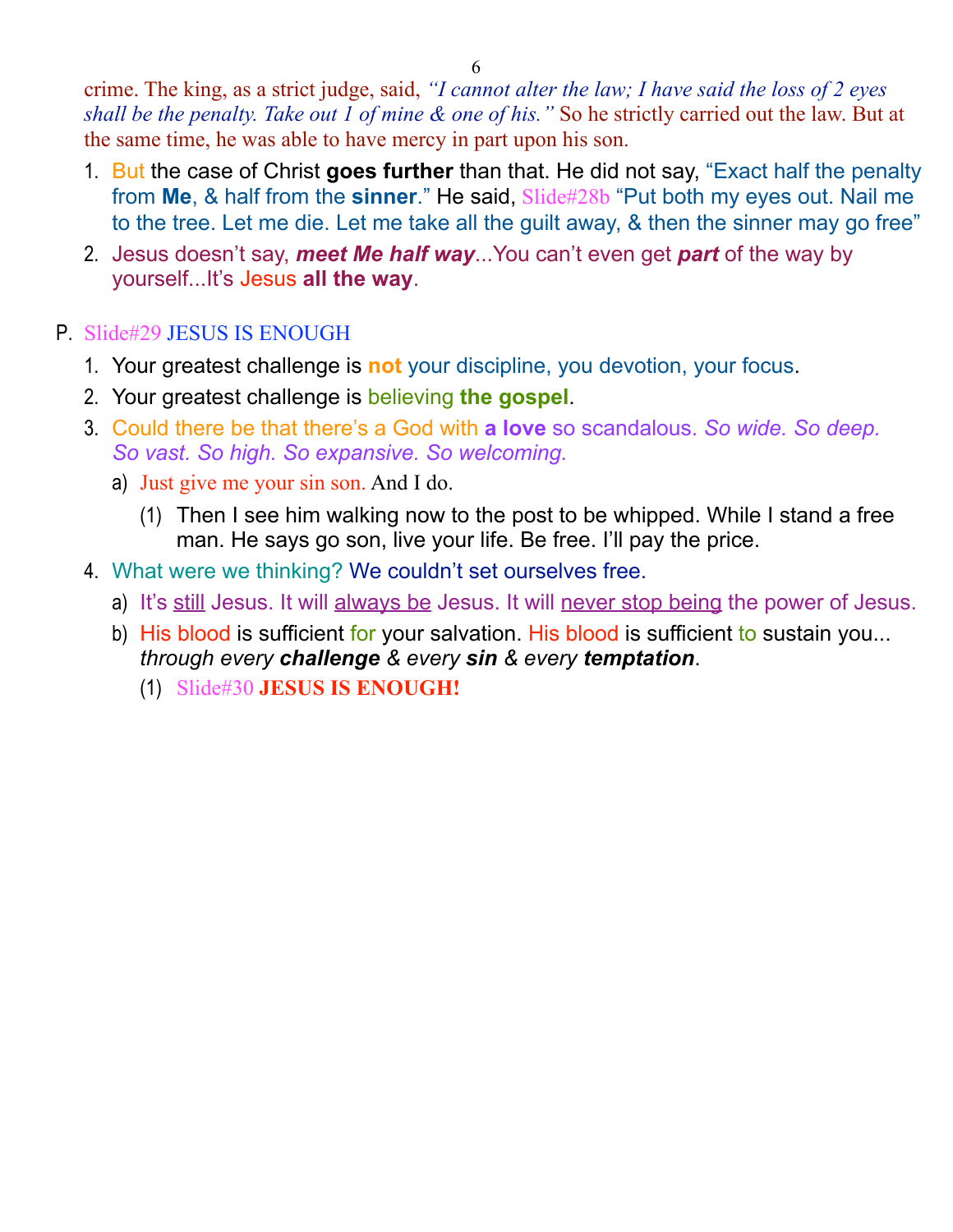crime. The king, as a strict judge, said, *"I cannot alter the law; I have said the loss of 2 eyes shall be the penalty. Take out 1 of mine & one of his."* So he strictly carried out the law. But at the same time, he was able to have mercy in part upon his son.

1. But the case of Christ **goes further** than that. He did not say, "Exact half the penalty from **Me**, & half from the **sinner**." He said, Slide#28b "Put both my eyes out. Nail me to the tree. Let me die. Let me take all the guilt away, & then the sinner may go free"
2. Jesus doesn't say, ***meet Me half way***...You can't even get ***part*** of the way by yourself...It's Jesus **all the way**.

P. Slide#29 JESUS IS ENOUGH

1. Your greatest challenge is **not** your discipline, you devotion, your focus.
2. Your greatest challenge is believing **the gospel**.
3. Could there be that there's a God with **a love** so scandalous. *So wide. So deep. So vast. So high. So expansive. So welcoming.*
    - a) Just give me your sin son. And I do.
        - (1) Then I see him walking now to the post to be whipped. While I stand a free man. He says go son, live your life. Be free. I'll pay the price.
4. What were we thinking? We couldn't set ourselves free.
    - a) It's <u>still</u> Jesus. It will <u>always be</u> Jesus. It will <u>never stop being</u> the power of Jesus.
    - b) His blood is sufficient for your salvation. His blood is sufficient to sustain you... *through every **challenge** & every **sin** & every **temptation***.
        - (1) Slide#30 **JESUS IS ENOUGH!**